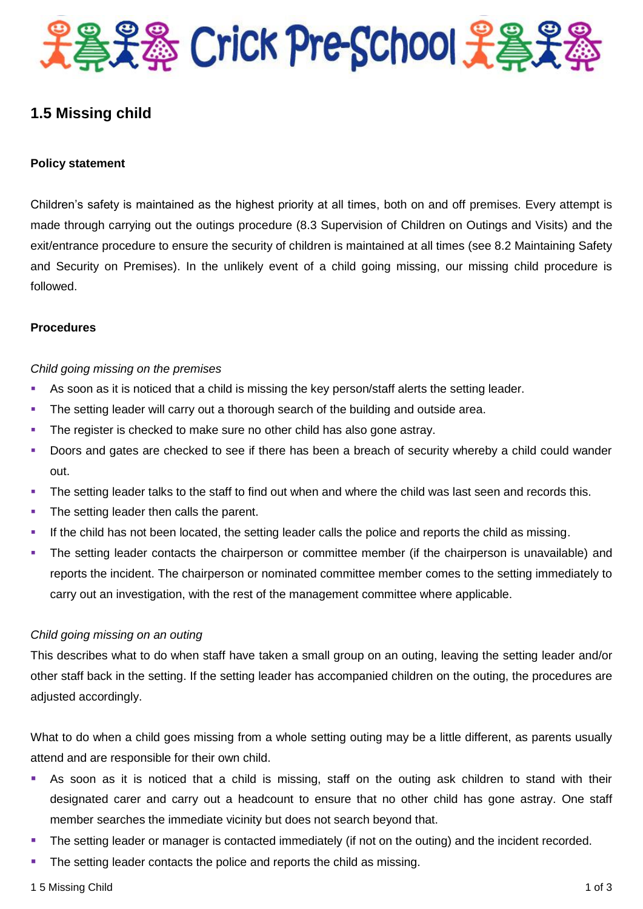# Crick Pre-School

## 1.5 Missing child

**Policy statement**

Children's safety is maintained as the highest priority at all times, both on and off premises. Every attempt is made through carrying out the outings procedure (8.3 Supervision of Children on Outings and Visits) and the exit/entrance procedure to ensure the security of children is maintained at all times (see 8.2 Maintaining Safety and Security on Premises). In the unlikely event of a child going missing, our missing child procedure is followed.

**Procedures**

*Child going missing on the premises*

- As soon as it is noticed that a child is missing the key person/staff alerts the setting leader.
- The setting leader will carry out a thorough search of the building and outside area.
- The register is checked to make sure no other child has also gone astray.
- Doors and gates are checked to see if there has been a breach of security whereby a child could wander out.
- The setting leader talks to the staff to find out when and where the child was last seen and records this.
- The setting leader then calls the parent.
- If the child has not been located, the setting leader calls the police and reports the child as missing.
- The setting leader contacts the chairperson or committee member (if the chairperson is unavailable) and reports the incident. The chairperson or nominated committee member comes to the setting immediately to carry out an investigation, with the rest of the management committee where applicable.

*Child going missing on an outing*

This describes what to do when staff have taken a small group on an outing, leaving the setting leader and/or other staff back in the setting. If the setting leader has accompanied children on the outing, the procedures are adjusted accordingly.

What to do when a child goes missing from a whole setting outing may be a little different, as parents usually attend and are responsible for their own child.

- As soon as it is noticed that a child is missing, staff on the outing ask children to stand with their designated carer and carry out a headcount to ensure that no other child has gone astray. One staff member searches the immediate vicinity but does not search beyond that.
- The setting leader or manager is contacted immediately (if not on the outing) and the incident recorded.
- The setting leader contacts the police and reports the child as missing.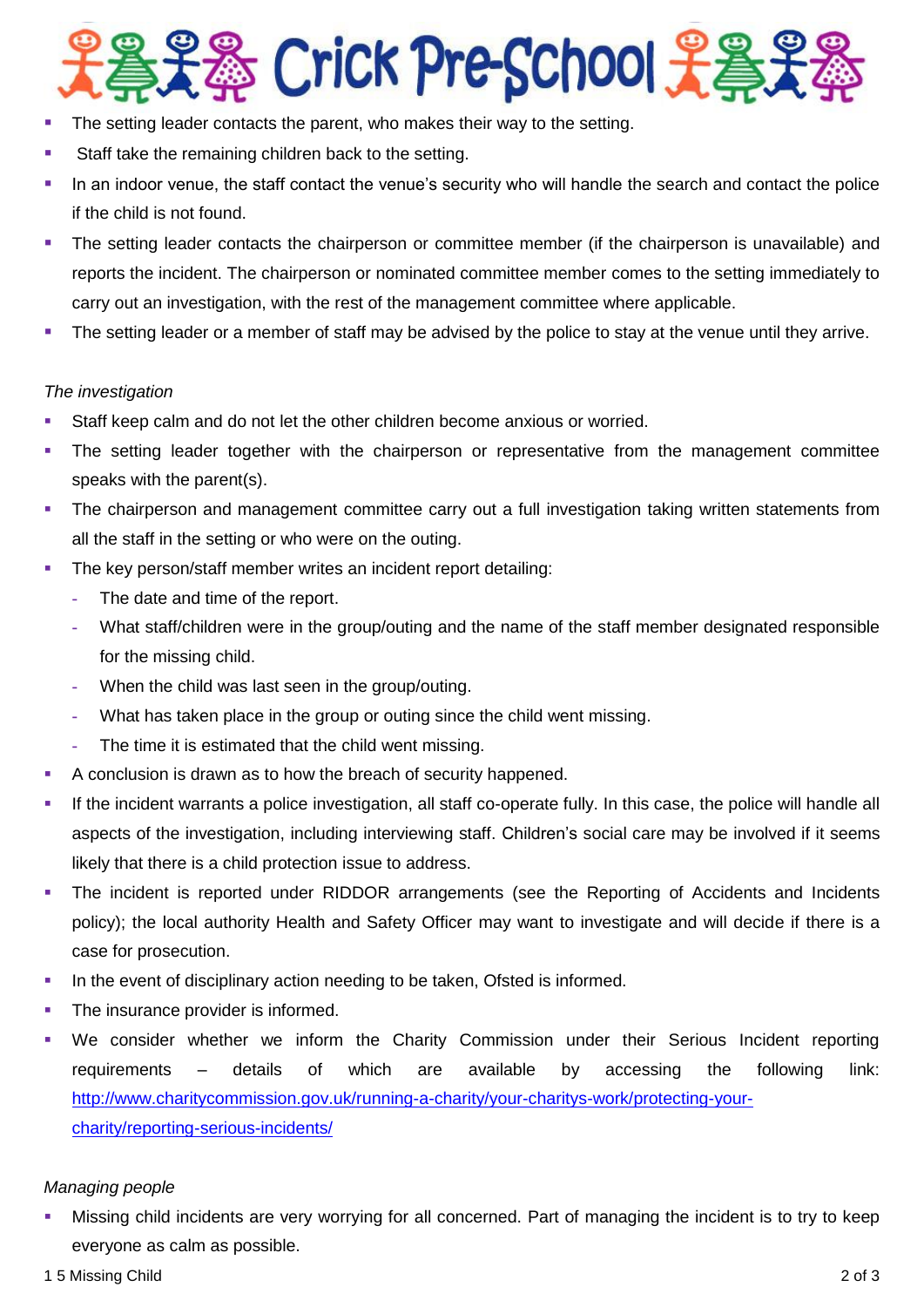- The setting leader contacts the parent, who makes their way to the setting.
- Staff take the remaining children back to the setting.
- In an indoor venue, the staff contact the venue's security who will handle the search and contact the police if the child is not found.
- The setting leader contacts the chairperson or committee member (if the chairperson is unavailable) and reports the incident. The chairperson or nominated committee member comes to the setting immediately to carry out an investigation, with the rest of the management committee where applicable.
- The setting leader or a member of staff may be advised by the police to stay at the venue until they arrive.

*The investigation*

- Staff keep calm and do not let the other children become anxious or worried.
- The setting leader together with the chairperson or representative from the management committee speaks with the parent(s).
- The chairperson and management committee carry out a full investigation taking written statements from all the staff in the setting or who were on the outing.
- The key person/staff member writes an incident report detailing:
  - The date and time of the report.
  - What staff/children were in the group/outing and the name of the staff member designated responsible for the missing child.
  - When the child was last seen in the group/outing.
  - What has taken place in the group or outing since the child went missing.
  - The time it is estimated that the child went missing.
- A conclusion is drawn as to how the breach of security happened.
- If the incident warrants a police investigation, all staff co-operate fully. In this case, the police will handle all aspects of the investigation, including interviewing staff. Children's social care may be involved if it seems likely that there is a child protection issue to address.
- The incident is reported under RIDDOR arrangements (see the Reporting of Accidents and Incidents policy); the local authority Health and Safety Officer may want to investigate and will decide if there is a case for prosecution.
- In the event of disciplinary action needing to be taken, Ofsted is informed.
- The insurance provider is informed.
- We consider whether we inform the Charity Commission under their Serious Incident reporting requirements – details of which are available by accessing the following link: http://www.charitycommission.gov.uk/running-a-charity/your-charitys-work/protecting-your-charity/reporting-serious-incidents/

*Managing people*

- Missing child incidents are very worrying for all concerned. Part of managing the incident is to try to keep everyone as calm as possible.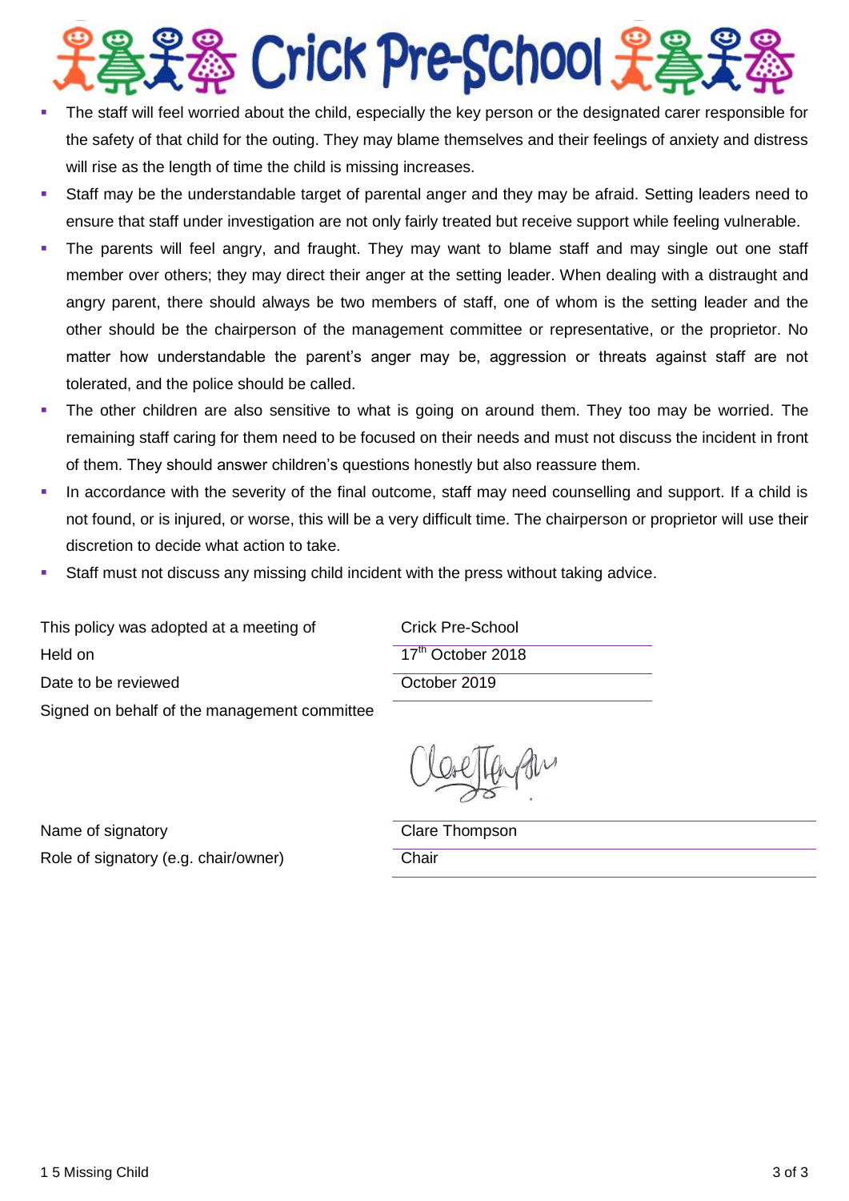- The staff will feel worried about the child, especially the key person or the designated carer responsible for the safety of that child for the outing. They may blame themselves and their feelings of anxiety and distress will rise as the length of time the child is missing increases.
- Staff may be the understandable target of parental anger and they may be afraid. Setting leaders need to ensure that staff under investigation are not only fairly treated but receive support while feeling vulnerable.
- The parents will feel angry, and fraught. They may want to blame staff and may single out one staff member over others; they may direct their anger at the setting leader. When dealing with a distraught and angry parent, there should always be two members of staff, one of whom is the setting leader and the other should be the chairperson of the management committee or representative, or the proprietor. No matter how understandable the parent's anger may be, aggression or threats against staff are not tolerated, and the police should be called.
- The other children are also sensitive to what is going on around them. They too may be worried. The remaining staff caring for them need to be focused on their needs and must not discuss the incident in front of them. They should answer children's questions honestly but also reassure them.
- In accordance with the severity of the final outcome, staff may need counselling and support. If a child is not found, or is injured, or worse, this will be a very difficult time. The chairperson or proprietor will use their discretion to decide what action to take.
- Staff must not discuss any missing child incident with the press without taking advice.

| | |
|---|---|
| This policy was adopted at a meeting of | Crick Pre-School |
| Held on | 17th October 2018 |
| Date to be reviewed | October 2019 |
| Signed on behalf of the management committee | *(signature)* |
| Name of signatory | Clare Thompson |
| Role of signatory (e.g. chair/owner) | Chair |